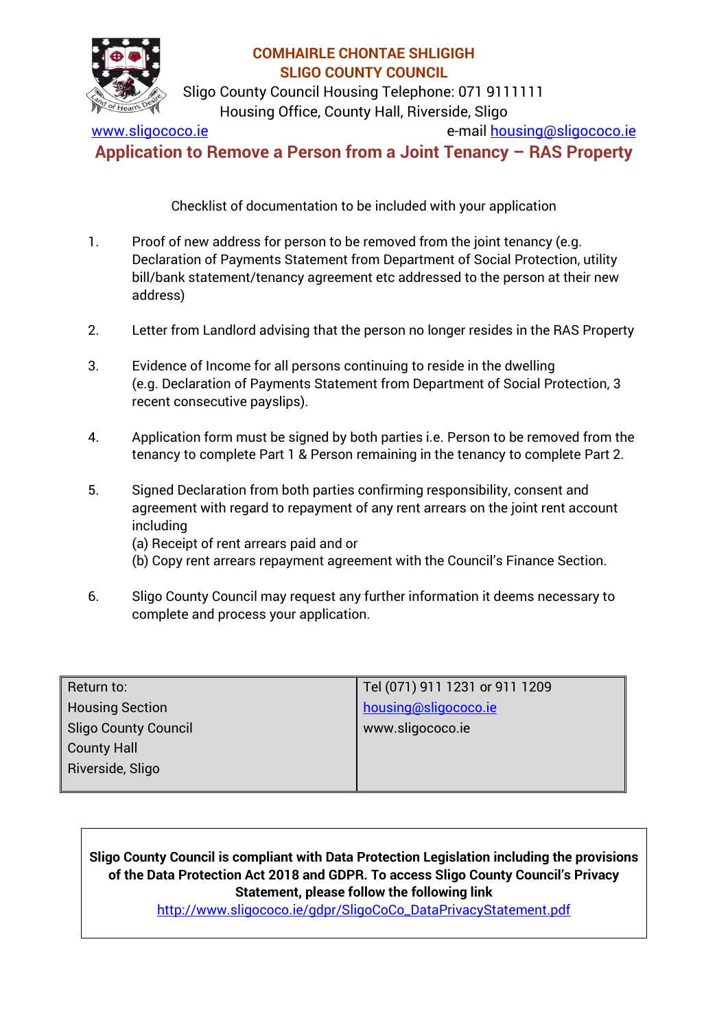**COMHAIRLE CHONTAE SHLIGIGH**
**SLIGO COUNTY COUNCIL**

Sligo County Council Housing Telephone: 071 9111111

Housing Office, County Hall, Riverside, Sligo

www.sligococo.ie e-mail housing@sligococo.ie

# Application to Remove a Person from a Joint Tenancy – RAS Property

Checklist of documentation to be included with your application

1. Proof of new address for person to be removed from the joint tenancy (e.g. Declaration of Payments Statement from Department of Social Protection, utility bill/bank statement/tenancy agreement etc addressed to the person at their new address)

2. Letter from Landlord advising that the person no longer resides in the RAS Property

3. Evidence of Income for all persons continuing to reside in the dwelling (e.g. Declaration of Payments Statement from Department of Social Protection, 3 recent consecutive payslips).

4. Application form must be signed by both parties i.e. Person to be removed from the tenancy to complete Part 1 & Person remaining in the tenancy to complete Part 2.

5. Signed Declaration from both parties confirming responsibility, consent and agreement with regard to repayment of any rent arrears on the joint rent account including
   (a) Receipt of rent arrears paid and or
   (b) Copy rent arrears repayment agreement with the Council's Finance Section.

6. Sligo County Council may request any further information it deems necessary to complete and process your application.

| Return to: | Tel (071) 911 1231 or 911 1209 |
| --- | --- |
| Housing Section | housing@sligococo.ie |
| Sligo County Council | www.sligococo.ie |
| County Hall | |
| Riverside, Sligo | |

**Sligo County Council is compliant with Data Protection Legislation including the provisions of the Data Protection Act 2018 and GDPR. To access Sligo County Council's Privacy Statement, please follow the following link**
http://www.sligococo.ie/gdpr/SligoCoCo_DataPrivacyStatement.pdf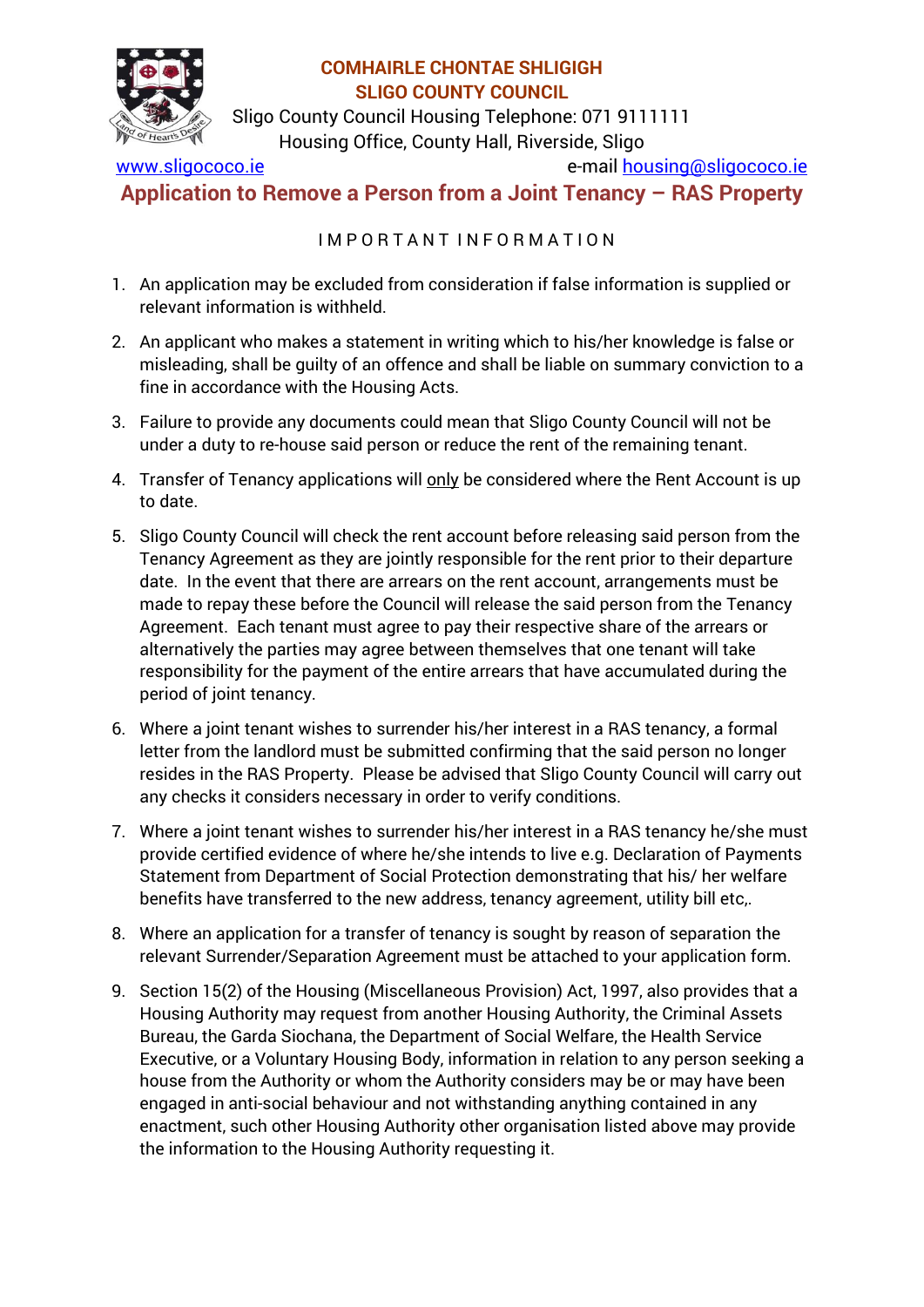**COMHAIRLE CHONTAE SHLIGIGH**
**SLIGO COUNTY COUNCIL**

Sligo County Council Housing Telephone: 071 9111111
Housing Office, County Hall, Riverside, Sligo

www.sligococo.ie e-mail housing@sligococo.ie

# Application to Remove a Person from a Joint Tenancy – RAS Property

## IMPORTANT INFORMATION

1. An application may be excluded from consideration if false information is supplied or relevant information is withheld.

2. An applicant who makes a statement in writing which to his/her knowledge is false or misleading, shall be guilty of an offence and shall be liable on summary conviction to a fine in accordance with the Housing Acts.

3. Failure to provide any documents could mean that Sligo County Council will not be under a duty to re-house said person or reduce the rent of the remaining tenant.

4. Transfer of Tenancy applications will only be considered where the Rent Account is up to date.

5. Sligo County Council will check the rent account before releasing said person from the Tenancy Agreement as they are jointly responsible for the rent prior to their departure date. In the event that there are arrears on the rent account, arrangements must be made to repay these before the Council will release the said person from the Tenancy Agreement. Each tenant must agree to pay their respective share of the arrears or alternatively the parties may agree between themselves that one tenant will take responsibility for the payment of the entire arrears that have accumulated during the period of joint tenancy.

6. Where a joint tenant wishes to surrender his/her interest in a RAS tenancy, a formal letter from the landlord must be submitted confirming that the said person no longer resides in the RAS Property. Please be advised that Sligo County Council will carry out any checks it considers necessary in order to verify conditions.

7. Where a joint tenant wishes to surrender his/her interest in a RAS tenancy he/she must provide certified evidence of where he/she intends to live e.g. Declaration of Payments Statement from Department of Social Protection demonstrating that his/ her welfare benefits have transferred to the new address, tenancy agreement, utility bill etc,.

8. Where an application for a transfer of tenancy is sought by reason of separation the relevant Surrender/Separation Agreement must be attached to your application form.

9. Section 15(2) of the Housing (Miscellaneous Provision) Act, 1997, also provides that a Housing Authority may request from another Housing Authority, the Criminal Assets Bureau, the Garda Siochana, the Department of Social Welfare, the Health Service Executive, or a Voluntary Housing Body, information in relation to any person seeking a house from the Authority or whom the Authority considers may be or may have been engaged in anti-social behaviour and not withstanding anything contained in any enactment, such other Housing Authority other organisation listed above may provide the information to the Housing Authority requesting it.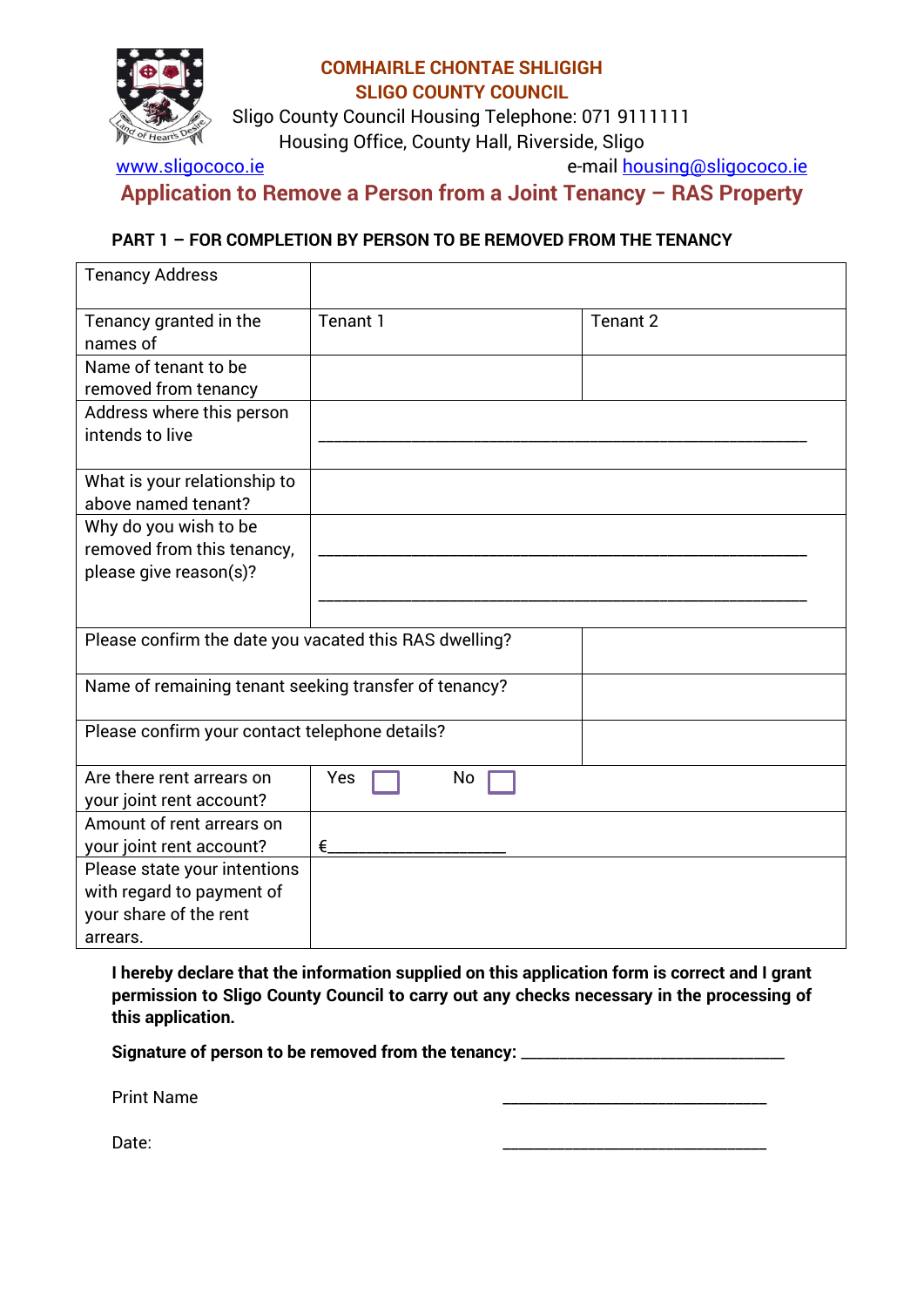**COMHAIRLE CHONTAE SHLIGIGH**
**SLIGO COUNTY COUNCIL**

Sligo County Council Housing Telephone: 071 9111111
Housing Office, County Hall, Riverside, Sligo

www.sligococo.ie e-mail housing@sligococo.ie

# Application to Remove a Person from a Joint Tenancy – RAS Property

**PART 1 – FOR COMPLETION BY PERSON TO BE REMOVED FROM THE TENANCY**

| | | |
|---|---|---|
| Tenancy Address | | |
| Tenancy granted in the names of | Tenant 1 | Tenant 2 |
| Name of tenant to be removed from tenancy | | |
| Address where this person intends to live | ____________________________________________ | |
| What is your relationship to above named tenant? | | |
| Why do you wish to be removed from this tenancy, please give reason(s)? | ____________________________________________<br>____________________________________________ | |
| Please confirm the date you vacated this RAS dwelling? | | |
| Name of remaining tenant seeking transfer of tenancy? | | |
| Please confirm your contact telephone details? | | |
| Are there rent arrears on your joint rent account? | Yes ☐ No ☐ | |
| Amount of rent arrears on your joint rent account? | €____________________ | |
| Please state your intentions with regard to payment of your share of the rent arrears. | | |

**I hereby declare that the information supplied on this application form is correct and I grant permission to Sligo County Council to carry out any checks necessary in the processing of this application.**

**Signature of person to be removed from the tenancy:** ______________________________

Print Name ______________________________

Date: ______________________________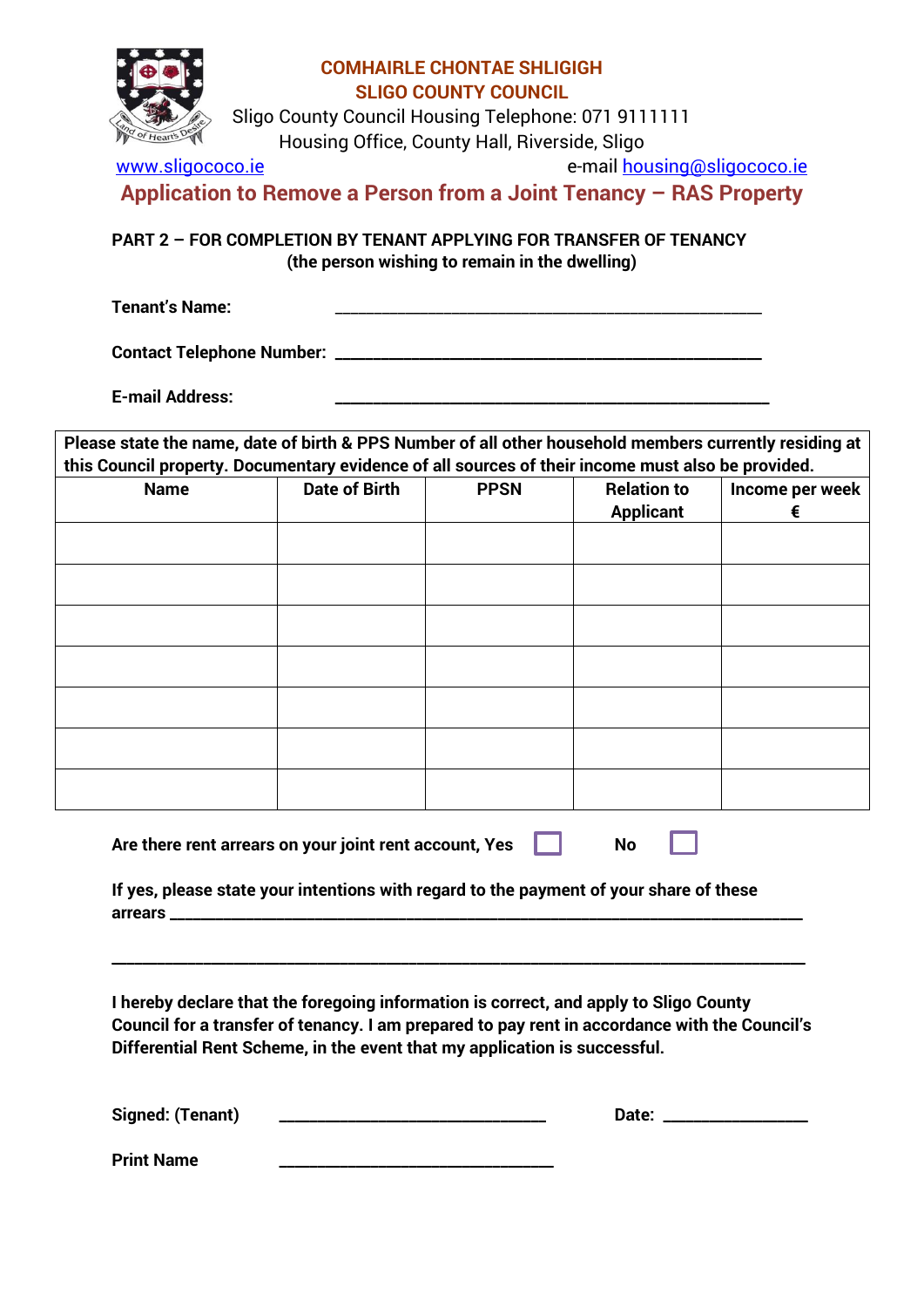**COMHAIRLE CHONTAE SHLIGIGH**
**SLIGO COUNTY COUNCIL**

Sligo County Council Housing Telephone: 071 9111111
Housing Office, County Hall, Riverside, Sligo

www.sligococo.ie e-mail housing@sligococo.ie

## Application to Remove a Person from a Joint Tenancy – RAS Property

**PART 2 – FOR COMPLETION BY TENANT APPLYING FOR TRANSFER OF TENANCY**
**(the person wishing to remain in the dwelling)**

**Tenant's Name:** ______________________________________________

**Contact Telephone Number:** ______________________________________________

**E-mail Address:** ______________________________________________

**Please state the name, date of birth & PPS Number of all other household members currently residing at this Council property. Documentary evidence of all sources of their income must also be provided.**

| Name | Date of Birth | PPSN | Relation to Applicant | Income per week € |
|---|---|---|---|---|
| | | | | |
| | | | | |
| | | | | |
| | | | | |
| | | | | |
| | | | | |
| | | | | |

**Are there rent arrears on your joint rent account, Yes** ☐ **No** ☐

**If yes, please state your intentions with regard to the payment of your share of these arrears** ______________________________________________

______________________________________________

**I hereby declare that the foregoing information is correct, and apply to Sligo County Council for a transfer of tenancy. I am prepared to pay rent in accordance with the Council's Differential Rent Scheme, in the event that my application is successful.**

**Signed: (Tenant)** ____________________________ **Date:** ________________

**Print Name** ____________________________